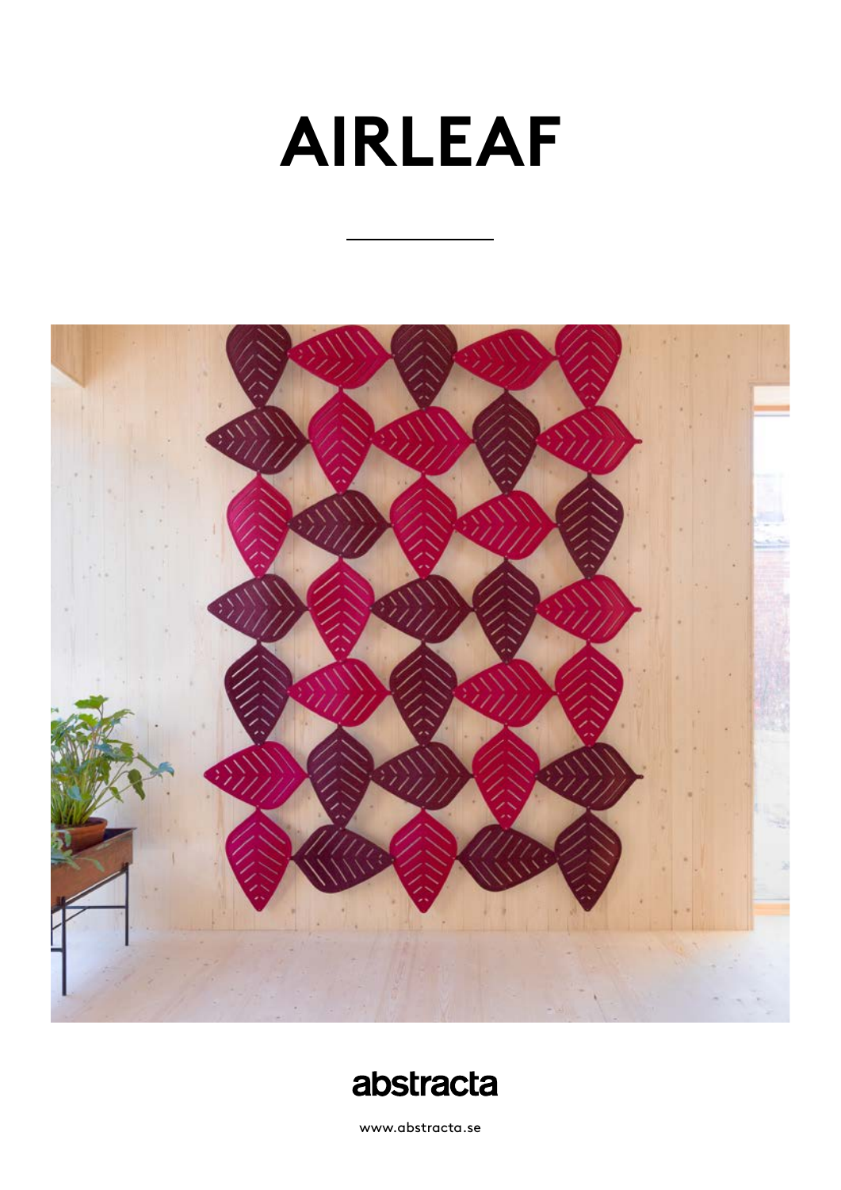# AIRLEAF

abstracta

www.abstracta.se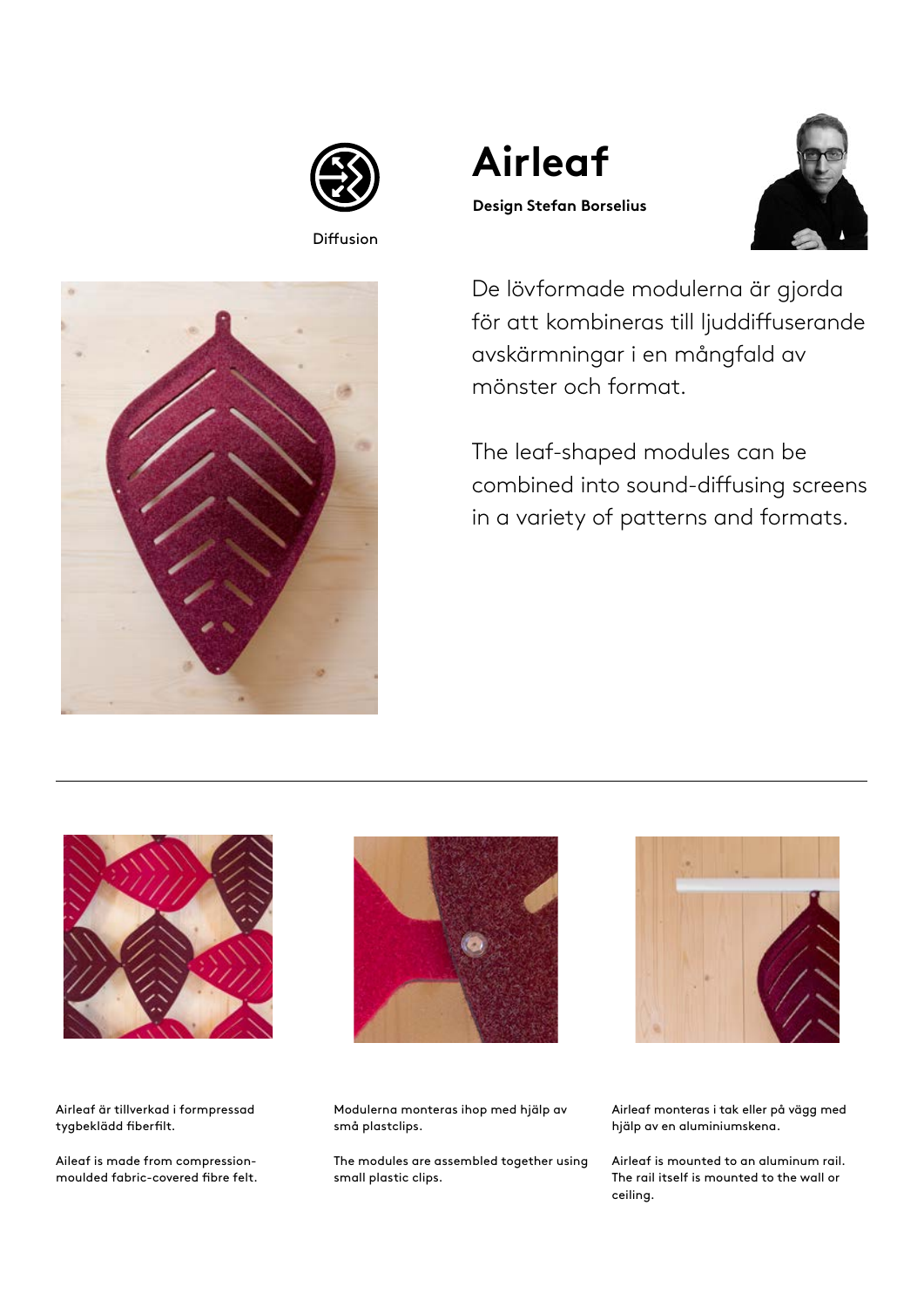Diffusion

# Airleaf

**Design Stefan Borselius**

De lövformade modulerna är gjorda för att kombineras till ljuddiffuserande avskärmningar i en mångfald av mönster och format.

The leaf-shaped modules can be combined into sound-diffusing screens in a variety of patterns and formats.

---

Airleaf är tillverkad i formpressad tygbeklädd fiberfilt.

Aileaf is made from compression-moulded fabric-covered fibre felt.

Modulerna monteras ihop med hjälp av små plastclips.

The modules are assembled together using small plastic clips.

Airleaf monteras i tak eller på vägg med hjälp av en aluminiumskena.

Airleaf is mounted to an aluminum rail. The rail itself is mounted to the wall or ceiling.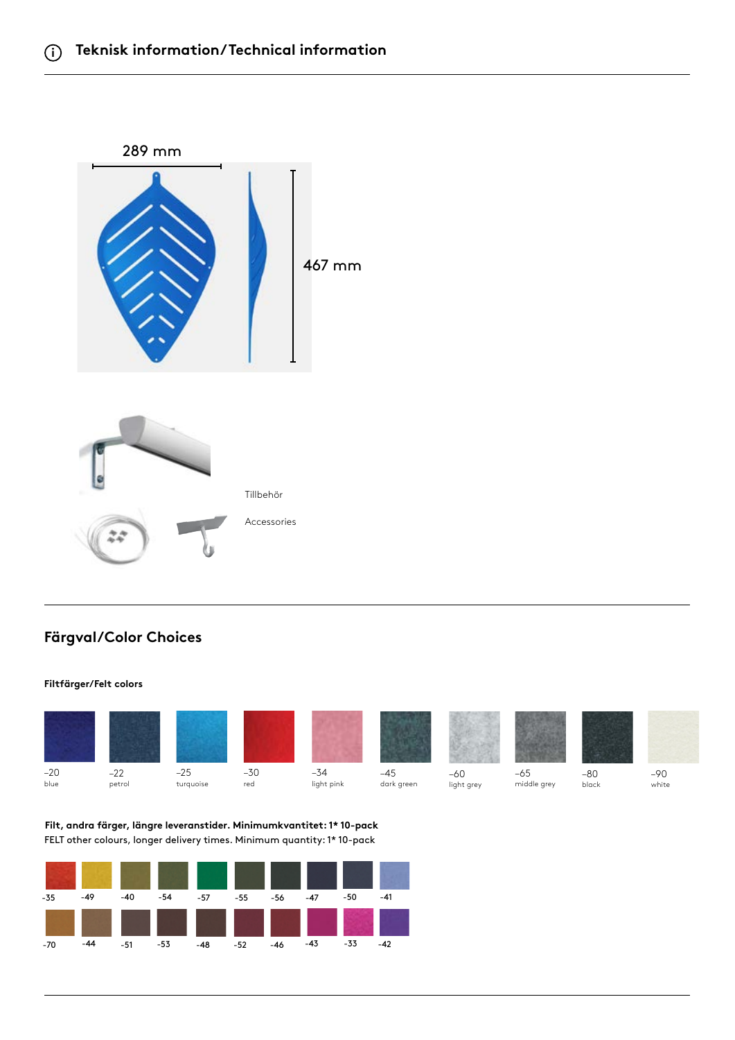## Teknisk information/Technical information

289 mm

467 mm

Tillbehör

Accessories

## Färgval/Color Choices

**Filtfärger/Felt colors**

| –20 | –22 | –25 | –30 | –34 | –45 | –60 | –65 | –80 | –90 |
|---|---|---|---|---|---|---|---|---|---|
| blue | petrol | turquoise | red | light pink | dark green | light grey | middle grey | black | white |

**Filt, andra färger, längre leveranstider. Minimumkvantitet: 1* 10-pack**
FELT other colours, longer delivery times. Minimum quantity: 1* 10-pack

| -35 | -49 | -40 | -54 | -57 | -55 | -56 | -47 | -50 | -41 |
|---|---|---|---|---|---|---|---|---|---|
| -70 | -44 | -51 | -53 | -48 | -52 | -46 | -43 | -33 | -42 |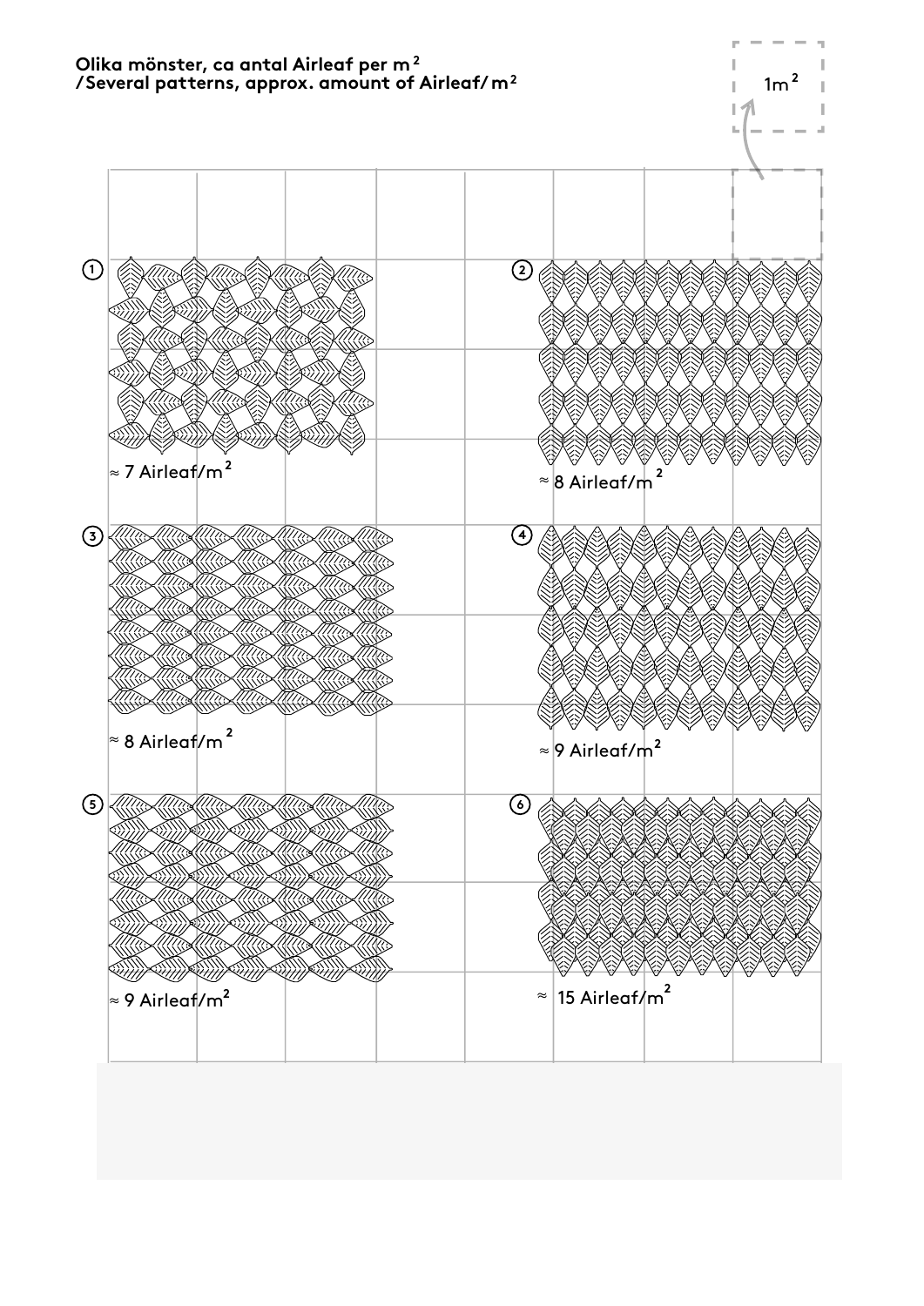**Olika mönster, ca antal Airleaf per m²**
**/Several patterns, approx. amount of Airleaf/m²**

1m²

① ≈ 7 Airleaf/m²

② ≈ 8 Airleaf/m²

③ ≈ 8 Airleaf/m²

④ ≈ 9 Airleaf/m²

⑤ ≈ 9 Airleaf/m²

⑥ ≈ 15 Airleaf/m²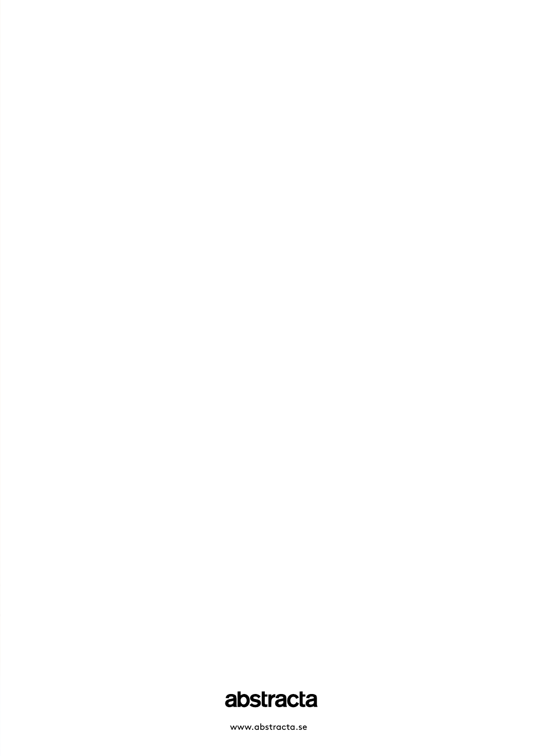abstracta

www.abstracta.se